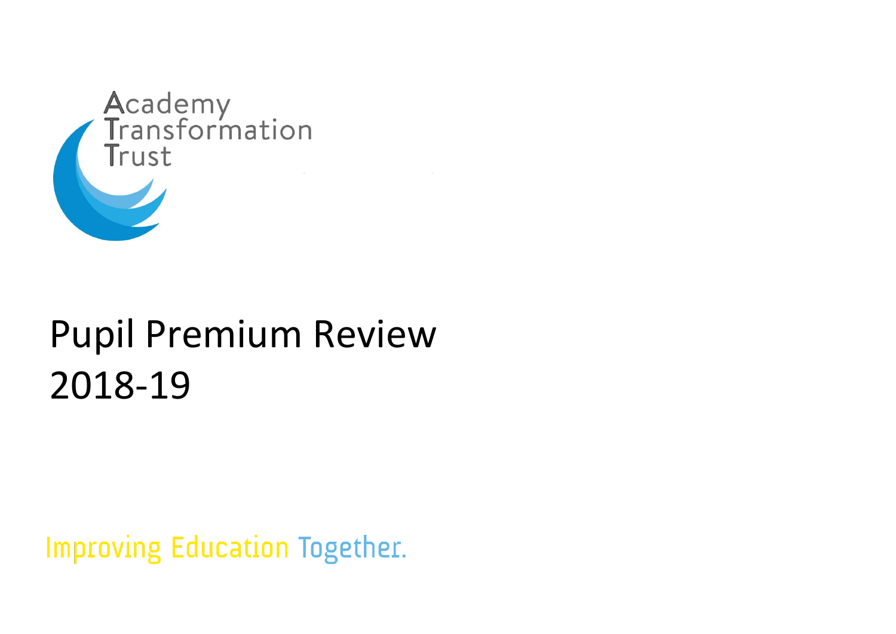Academy
Transformation
Trust

# Pupil Premium Review 2018-19

Improving Education Together.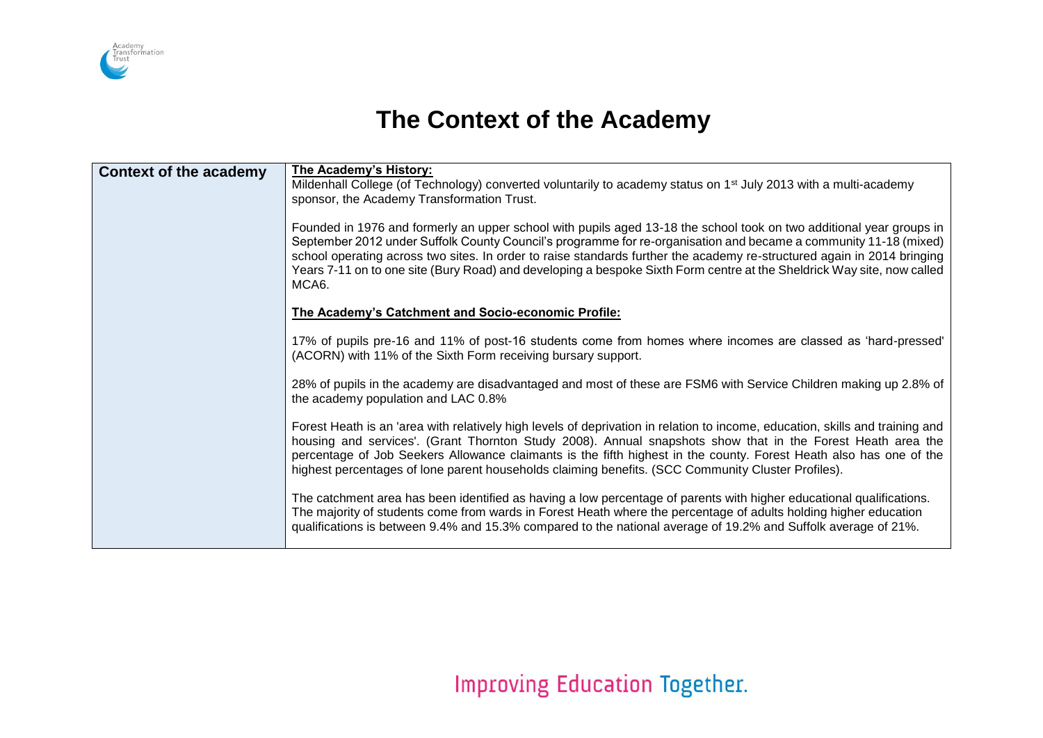# The Context of the Academy

| Context of the academy | **The Academy's History:**<br>Mildenhall College (of Technology) converted voluntarily to academy status on 1st July 2013 with a multi-academy sponsor, the Academy Transformation Trust.<br><br>Founded in 1976 and formerly an upper school with pupils aged 13-18 the school took on two additional year groups in September 2012 under Suffolk County Council's programme for re-organisation and became a community 11-18 (mixed) school operating across two sites. In order to raise standards further the academy re-structured again in 2014 bringing Years 7-11 on to one site (Bury Road) and developing a bespoke Sixth Form centre at the Sheldrick Way site, now called MCA6.<br><br>**The Academy's Catchment and Socio-economic Profile:**<br><br>17% of pupils pre-16 and 11% of post-16 students come from homes where incomes are classed as 'hard-pressed' (ACORN) with 11% of the Sixth Form receiving bursary support.<br><br>28% of pupils in the academy are disadvantaged and most of these are FSM6 with Service Children making up 2.8% of the academy population and LAC 0.8%<br><br>Forest Heath is an 'area with relatively high levels of deprivation in relation to income, education, skills and training and housing and services'. (Grant Thornton Study 2008). Annual snapshots show that in the Forest Heath area the percentage of Job Seekers Allowance claimants is the fifth highest in the county. Forest Heath also has one of the highest percentages of lone parent households claiming benefits. (SCC Community Cluster Profiles).<br><br>The catchment area has been identified as having a low percentage of parents with higher educational qualifications. The majority of students come from wards in Forest Heath where the percentage of adults holding higher education qualifications is between 9.4% and 15.3% compared to the national average of 19.2% and Suffolk average of 21%. |
|---|---|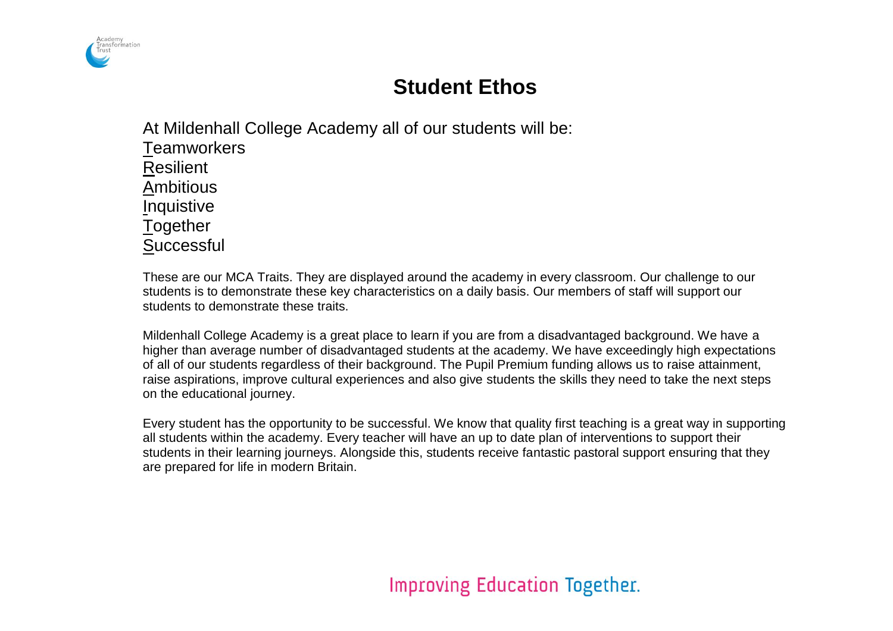# Student Ethos

At Mildenhall College Academy all of our students will be:

Teamworkers
Resilient
Ambitious
Inquistive
Together
Successful

These are our MCA Traits. They are displayed around the academy in every classroom. Our challenge to our students is to demonstrate these key characteristics on a daily basis. Our members of staff will support our students to demonstrate these traits.

Mildenhall College Academy is a great place to learn if you are from a disadvantaged background. We have a higher than average number of disadvantaged students at the academy. We have exceedingly high expectations of all of our students regardless of their background. The Pupil Premium funding allows us to raise attainment, raise aspirations, improve cultural experiences and also give students the skills they need to take the next steps on the educational journey.

Every student has the opportunity to be successful. We know that quality first teaching is a great way in supporting all students within the academy. Every teacher will have an up to date plan of interventions to support their students in their learning journeys. Alongside this, students receive fantastic pastoral support ensuring that they are prepared for life in modern Britain.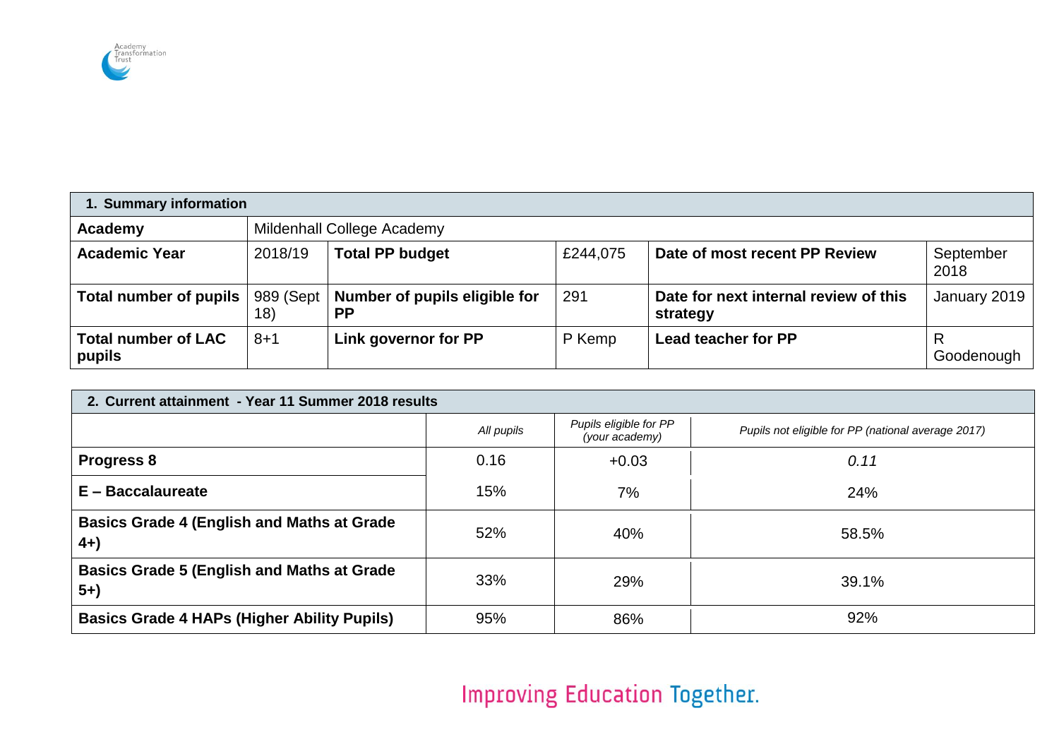| 1. Summary information | | | | | |
|---|---|---|---|---|---|
| **Academy** | Mildenhall College Academy | | | | |
| **Academic Year** | 2018/19 | **Total PP budget** | £244,075 | **Date of most recent PP Review** | September 2018 |
| **Total number of pupils** | 989 (Sept 18) | **Number of pupils eligible for PP** | 291 | **Date for next internal review of this strategy** | January 2019 |
| **Total number of LAC pupils** | 8+1 | **Link governor for PP** | P Kemp | **Lead teacher for PP** | R Goodenough |

| 2. Current attainment - Year 11 Summer 2018 results | | | |
|---|---|---|---|
| | *All pupils* | *Pupils eligible for PP (your academy)* | *Pupils not eligible for PP (national average 2017)* |
| **Progress 8** | 0.16 | +0.03 | *0.11* |
| **E – Baccalaureate** | 15% | 7% | 24% |
| **Basics Grade 4 (English and Maths at Grade 4+)** | 52% | 40% | 58.5% |
| **Basics Grade 5 (English and Maths at Grade 5+)** | 33% | 29% | 39.1% |
| **Basics Grade 4 HAPs (Higher Ability Pupils)** | 95% | 86% | 92% |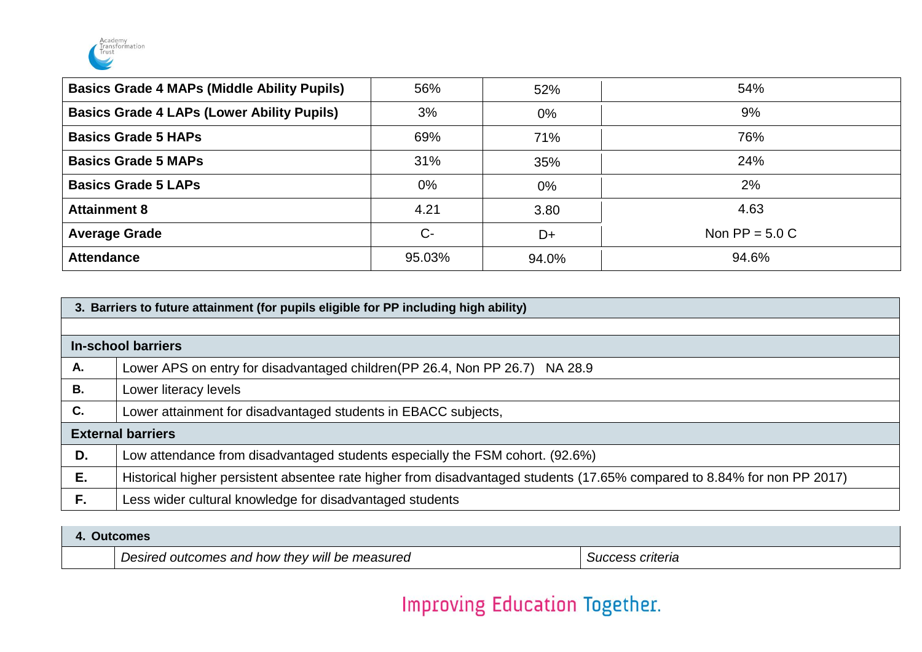| | | | |
|---|---|---|---|
| **Basics Grade 4 MAPs (Middle Ability Pupils)** | 56% | 52% | 54% |
| **Basics Grade 4 LAPs (Lower Ability Pupils)** | 3% | 0% | 9% |
| **Basics Grade 5 HAPs** | 69% | 71% | 76% |
| **Basics Grade 5 MAPs** | 31% | 35% | 24% |
| **Basics Grade 5 LAPs** | 0% | 0% | 2% |
| **Attainment 8** | 4.21 | 3.80 | 4.63 |
| **Average Grade** | C- | D+ | Non PP = 5.0 C |
| **Attendance** | 95.03% | 94.0% | 94.6% |

| **3. Barriers to future attainment (for pupils eligible for PP including high ability)** | |
|---|---|
| | |
| **In-school barriers** | |
| **A.** | Lower APS on entry for disadvantaged children(PP 26.4, Non PP 26.7) NA 28.9 |
| **B.** | Lower literacy levels |
| **C.** | Lower attainment for disadvantaged students in EBACC subjects, |
| **External barriers** | |
| **D.** | Low attendance from disadvantaged students especially the FSM cohort. (92.6%) |
| **E.** | Historical higher persistent absentee rate higher from disadvantaged students (17.65% compared to 8.84% for non PP 2017) |
| **F.** | Less wider cultural knowledge for disadvantaged students |

| **4. Outcomes** | | |
|---|---|---|
| | *Desired outcomes and how they will be measured* | *Success criteria* |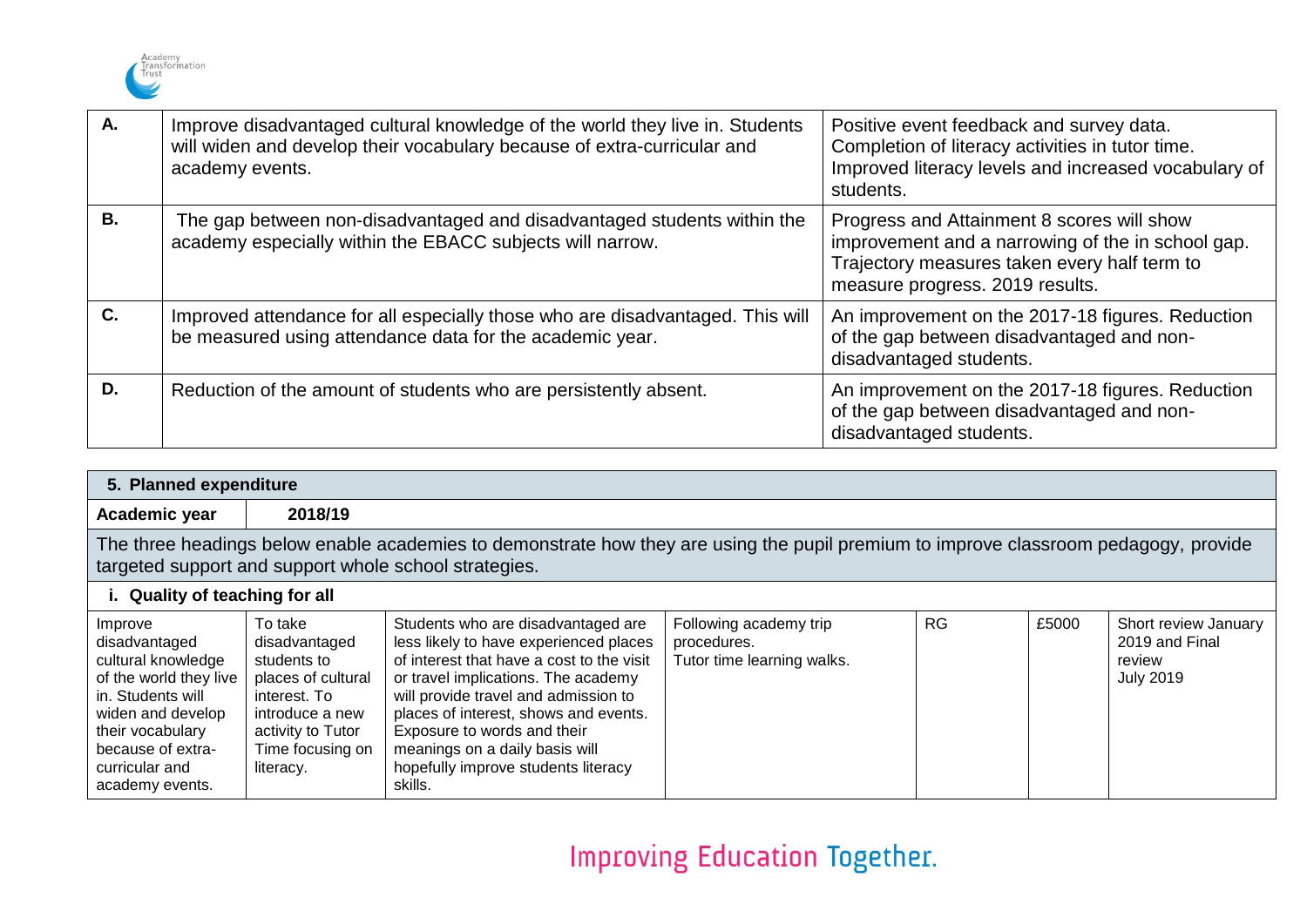| | | |
|---|---|---|
| **A.** | Improve disadvantaged cultural knowledge of the world they live in. Students will widen and develop their vocabulary because of extra-curricular and academy events. | Positive event feedback and survey data. Completion of literacy activities in tutor time. Improved literacy levels and increased vocabulary of students. |
| **B.** | The gap between non-disadvantaged and disadvantaged students within the academy especially within the EBACC subjects will narrow. | Progress and Attainment 8 scores will show improvement and a narrowing of the in school gap. Trajectory measures taken every half term to measure progress. 2019 results. |
| **C.** | Improved attendance for all especially those who are disadvantaged. This will be measured using attendance data for the academic year. | An improvement on the 2017-18 figures. Reduction of the gap between disadvantaged and non-disadvantaged students. |
| **D.** | Reduction of the amount of students who are persistently absent. | An improvement on the 2017-18 figures. Reduction of the gap between disadvantaged and non-disadvantaged students. |

## 5. Planned expenditure

**Academic year** **2018/19**

The three headings below enable academies to demonstrate how they are using the pupil premium to improve classroom pedagogy, provide targeted support and support whole school strategies.

### i. Quality of teaching for all

| | | | | | | |
|---|---|---|---|---|---|---|
| Improve disadvantaged cultural knowledge of the world they live in. Students will widen and develop their vocabulary because of extra-curricular and academy events. | To take disadvantaged students to places of cultural interest. To introduce a new activity to Tutor Time focusing on literacy. | Students who are disadvantaged are less likely to have experienced places of interest that have a cost to the visit or travel implications. The academy will provide travel and admission to places of interest, shows and events. Exposure to words and their meanings on a daily basis will hopefully improve students literacy skills. | Following academy trip procedures. Tutor time learning walks. | RG | £5000 | Short review January 2019 and Final review July 2019 |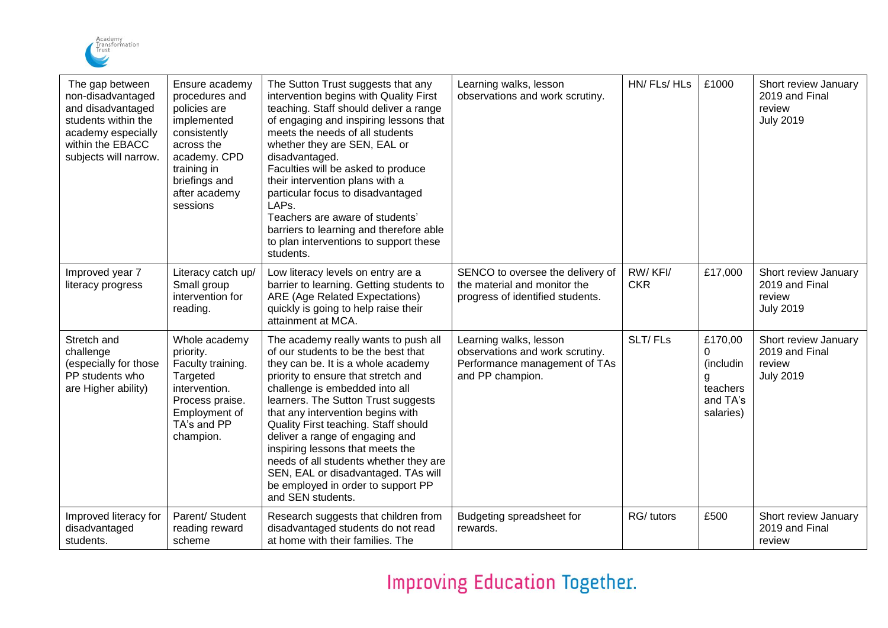| The gap between non-disadvantaged and disadvantaged students within the academy especially within the EBACC subjects will narrow. | Ensure academy procedures and policies are implemented consistently across the academy. CPD training in briefings and after academy sessions | The Sutton Trust suggests that any intervention begins with Quality First teaching. Staff should deliver a range of engaging and inspiring lessons that meets the needs of all students whether they are SEN, EAL or disadvantaged. Faculties will be asked to produce their intervention plans with a particular focus to disadvantaged LAPs. Teachers are aware of students' barriers to learning and therefore able to plan interventions to support these students. | Learning walks, lesson observations and work scrutiny. | HN/ FLs/ HLs | £1000 | Short review January 2019 and Final review July 2019 |
|---|---|---|---|---|---|---|
| Improved year 7 literacy progress | Literacy catch up/ Small group intervention for reading. | Low literacy levels on entry are a barrier to learning. Getting students to ARE (Age Related Expectations) quickly is going to help raise their attainment at MCA. | SENCO to oversee the delivery of the material and monitor the progress of identified students. | RW/ KFI/ CKR | £17,000 | Short review January 2019 and Final review July 2019 |
| Stretch and challenge (especially for those PP students who are Higher ability) | Whole academy priority. Faculty training. Targeted intervention. Process praise. Employment of TA's and PP champion. | The academy really wants to push all of our students to be the best that they can be. It is a whole academy priority to ensure that stretch and challenge is embedded into all learners. The Sutton Trust suggests that any intervention begins with Quality First teaching. Staff should deliver a range of engaging and inspiring lessons that meets the needs of all students whether they are SEN, EAL or disadvantaged. TAs will be employed in order to support PP and SEN students. | Learning walks, lesson observations and work scrutiny. Performance management of TAs and PP champion. | SLT/ FLs | £170,000 (including teachers and TA's salaries) | Short review January 2019 and Final review July 2019 |
| Improved literacy for disadvantaged students. | Parent/ Student reading reward scheme | Research suggests that children from disadvantaged students do not read at home with their families. The | Budgeting spreadsheet for rewards. | RG/ tutors | £500 | Short review January 2019 and Final review |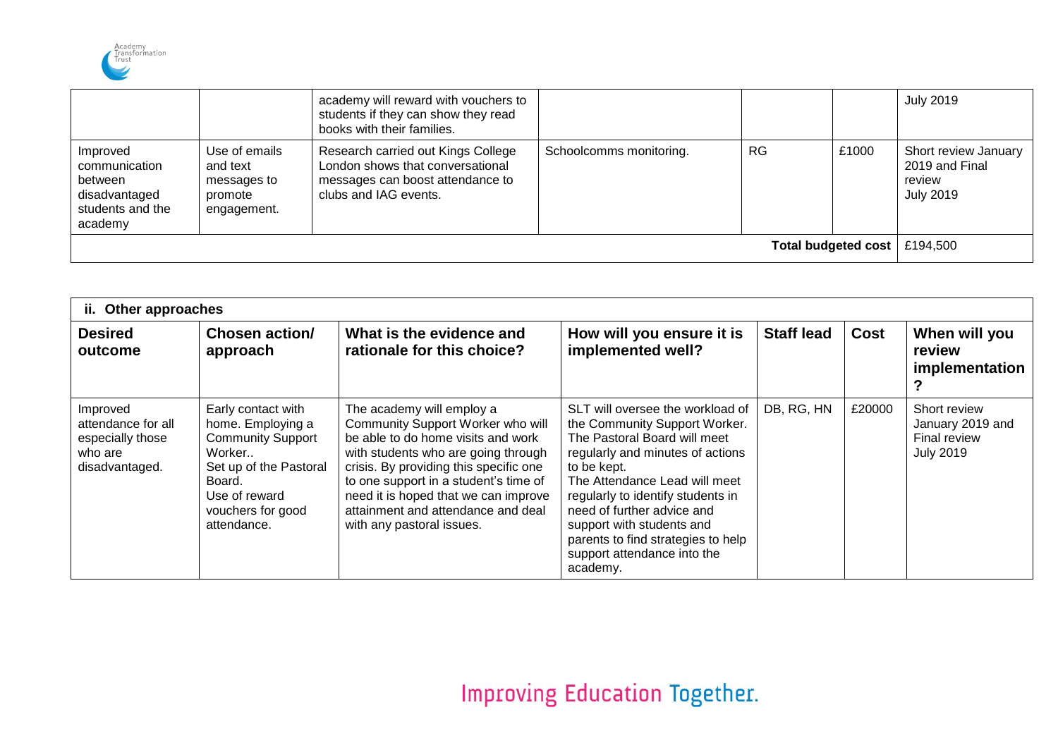| | | | | | | |
|---|---|---|---|---|---|---|
| | | academy will reward with vouchers to students if they can show they read books with their families. | | | | July 2019 |
| Improved communication between disadvantaged students and the academy | Use of emails and text messages to promote engagement. | Research carried out Kings College London shows that conversational messages can boost attendance to clubs and IAG events. | Schoolcomms monitoring. | RG | £1000 | Short review January 2019 and Final review July 2019 |
| | | | | | **Total budgeted cost** | £194,500 |

| **ii. Other approaches** | | | | | | |
|---|---|---|---|---|---|---|
| **Desired outcome** | **Chosen action/ approach** | **What is the evidence and rationale for this choice?** | **How will you ensure it is implemented well?** | **Staff lead** | **Cost** | **When will you review implementation?** |
| Improved attendance for all especially those who are disadvantaged. | Early contact with home. Employing a Community Support Worker.. Set up of the Pastoral Board. Use of reward vouchers for good attendance. | The academy will employ a Community Support Worker who will be able to do home visits and work with students who are going through crisis. By providing this specific one to one support in a student's time of need it is hoped that we can improve attainment and attendance and deal with any pastoral issues. | SLT will oversee the workload of the Community Support Worker. The Pastoral Board will meet regularly and minutes of actions to be kept. The Attendance Lead will meet regularly to identify students in need of further advice and support with students and parents to find strategies to help support attendance into the academy. | DB, RG, HN | £20000 | Short review January 2019 and Final review July 2019 |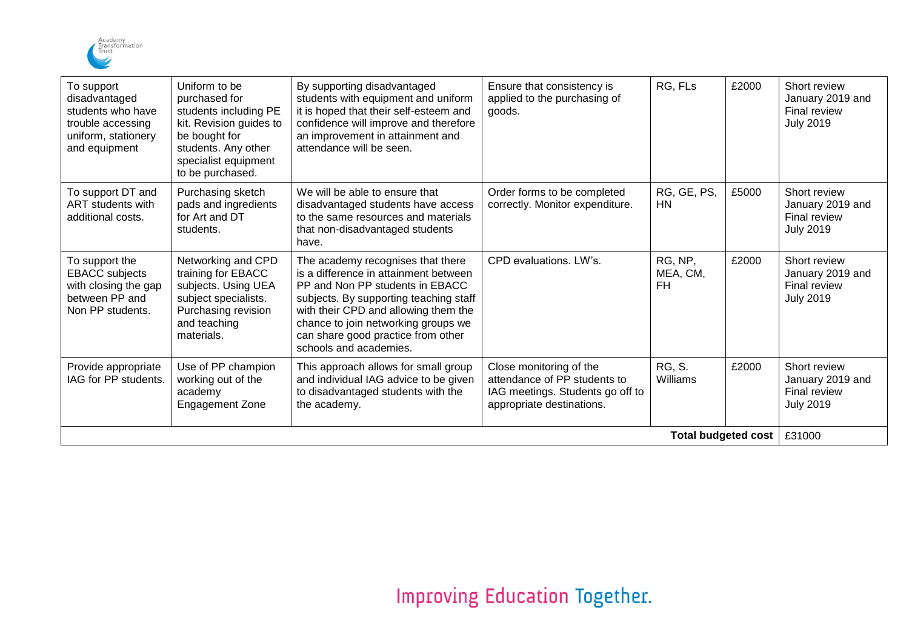| To support disadvantaged students who have trouble accessing uniform, stationery and equipment | Uniform to be purchased for students including PE kit. Revision guides to be bought for students. Any other specialist equipment to be purchased. | By supporting disadvantaged students with equipment and uniform it is hoped that their self-esteem and confidence will improve and therefore an improvement in attainment and attendance will be seen. | Ensure that consistency is applied to the purchasing of goods. | RG, FLs | £2000 | Short review January 2019 and Final review July 2019 |
|---|---|---|---|---|---|---|
| To support DT and ART students with additional costs. | Purchasing sketch pads and ingredients for Art and DT students. | We will be able to ensure that disadvantaged students have access to the same resources and materials that non-disadvantaged students have. | Order forms to be completed correctly. Monitor expenditure. | RG, GE, PS, HN | £5000 | Short review January 2019 and Final review July 2019 |
| To support the EBACC subjects with closing the gap between PP and Non PP students. | Networking and CPD training for EBACC subjects. Using UEA subject specialists. Purchasing revision and teaching materials. | The academy recognises that there is a difference in attainment between PP and Non PP students in EBACC subjects. By supporting teaching staff with their CPD and allowing them the chance to join networking groups we can share good practice from other schools and academies. | CPD evaluations. LW's. | RG, NP, MEA, CM, FH | £2000 | Short review January 2019 and Final review July 2019 |
| Provide appropriate IAG for PP students. | Use of PP champion working out of the academy Engagement Zone | This approach allows for small group and individual IAG advice to be given to disadvantaged students with the the academy. | Close monitoring of the attendance of PP students to IAG meetings. Students go off to appropriate destinations. | RG, S. Williams | £2000 | Short review January 2019 and Final review July 2019 |
| | | | | | **Total budgeted cost** | £31000 |

Improving Education Together.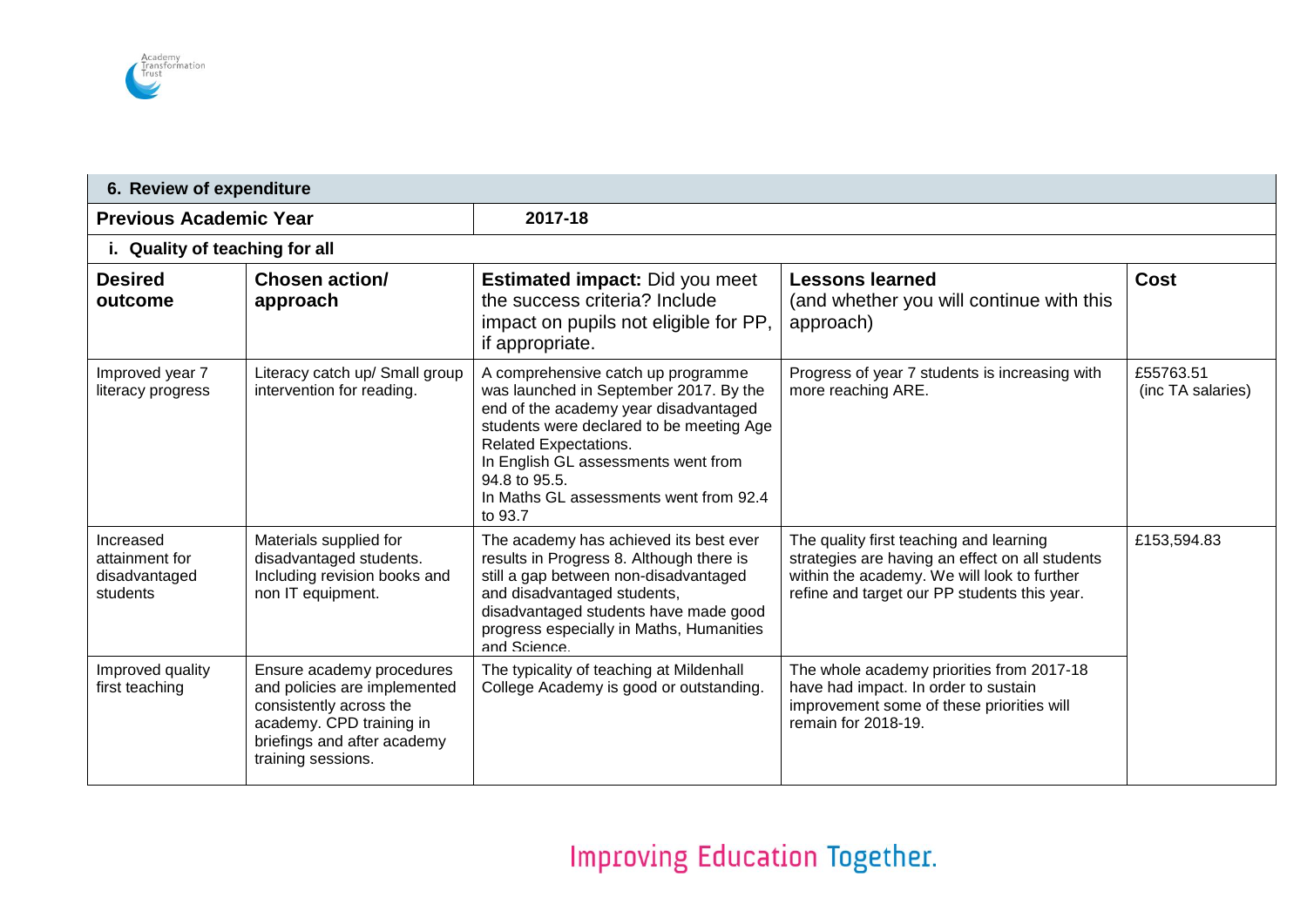## 6. Review of expenditure

| **Previous Academic Year** | **2017-18** | | | |
|---|---|---|---|---|
| **i. Quality of teaching for all** | | | | |
| **Desired outcome** | **Chosen action/ approach** | **Estimated impact:** Did you meet the success criteria? Include impact on pupils not eligible for PP, if appropriate. | **Lessons learned** (and whether you will continue with this approach) | **Cost** |
| Improved year 7 literacy progress | Literacy catch up/ Small group intervention for reading. | A comprehensive catch up programme was launched in September 2017. By the end of the academy year disadvantaged students were declared to be meeting Age Related Expectations.<br>In English GL assessments went from 94.8 to 95.5.<br>In Maths GL assessments went from 92.4 to 93.7 | Progress of year 7 students is increasing with more reaching ARE. | £55763.51 (inc TA salaries) |
| Increased attainment for disadvantaged students | Materials supplied for disadvantaged students. Including revision books and non IT equipment. | The academy has achieved its best ever results in Progress 8. Although there is still a gap between non-disadvantaged and disadvantaged students, disadvantaged students have made good progress especially in Maths, Humanities and Science. | The quality first teaching and learning strategies are having an effect on all students within the academy. We will look to further refine and target our PP students this year. | £153,594.83 |
| Improved quality first teaching | Ensure academy procedures and policies are implemented consistently across the academy. CPD training in briefings and after academy training sessions. | The typicality of teaching at Mildenhall College Academy is good or outstanding. | The whole academy priorities from 2017-18 have had impact. In order to sustain improvement some of these priorities will remain for 2018-19. | |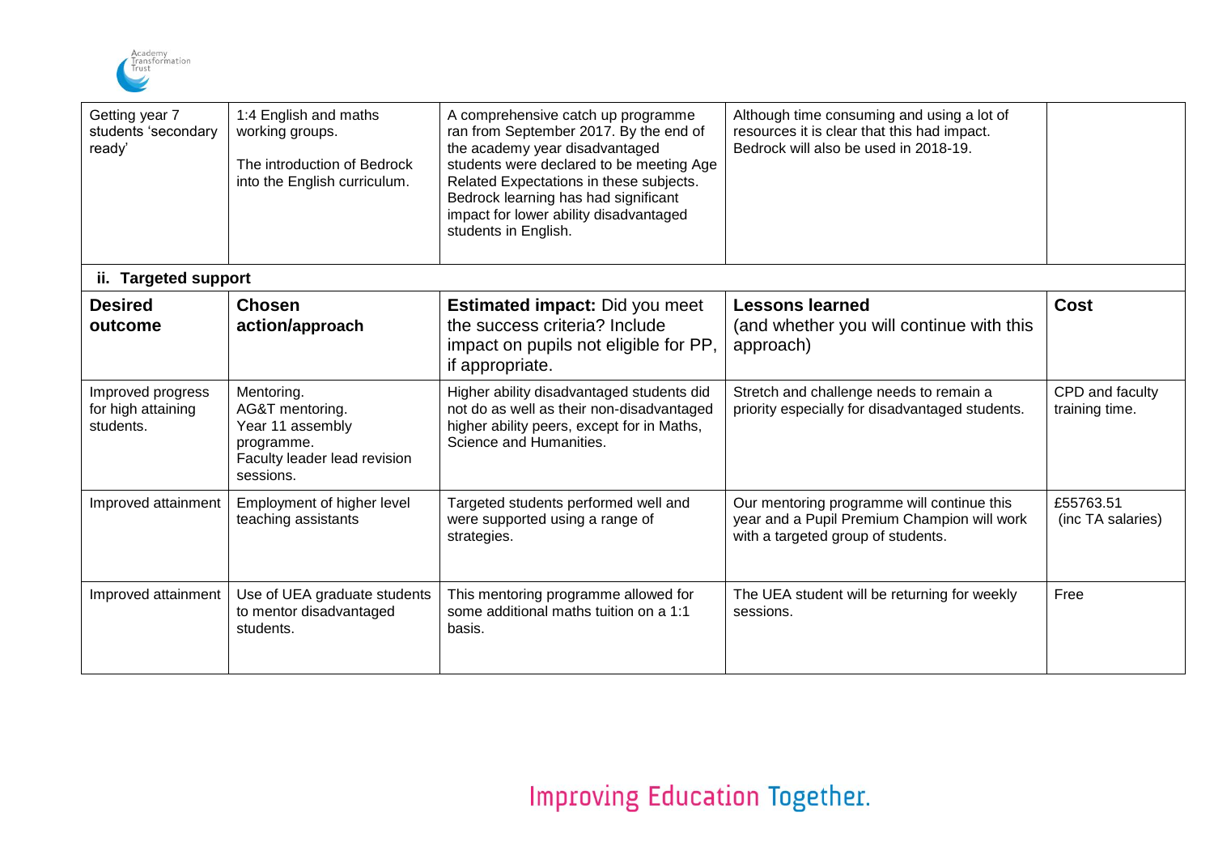| | | | | |
|---|---|---|---|---|
| Getting year 7 students 'secondary ready' | 1:4 English and maths working groups.<br><br>The introduction of Bedrock into the English curriculum. | A comprehensive catch up programme ran from September 2017. By the end of the academy year disadvantaged students were declared to be meeting Age Related Expectations in these subjects. Bedrock learning has had significant impact for lower ability disadvantaged students in English. | Although time consuming and using a lot of resources it is clear that this had impact. Bedrock will also be used in 2018-19. | |

**ii. Targeted support**

| **Desired outcome** | **Chosen action/approach** | **Estimated impact:** Did you meet the success criteria? Include impact on pupils not eligible for PP, if appropriate. | **Lessons learned** (and whether you will continue with this approach) | **Cost** |
|---|---|---|---|---|
| Improved progress for high attaining students. | Mentoring.<br>AG&T mentoring.<br>Year 11 assembly programme.<br>Faculty leader lead revision sessions. | Higher ability disadvantaged students did not do as well as their non-disadvantaged higher ability peers, except for in Maths, Science and Humanities. | Stretch and challenge needs to remain a priority especially for disadvantaged students. | CPD and faculty training time. |
| Improved attainment | Employment of higher level teaching assistants | Targeted students performed well and were supported using a range of strategies. | Our mentoring programme will continue this year and a Pupil Premium Champion will work with a targeted group of students. | £55763.51 (inc TA salaries) |
| Improved attainment | Use of UEA graduate students to mentor disadvantaged students. | This mentoring programme allowed for some additional maths tuition on a 1:1 basis. | The UEA student will be returning for weekly sessions. | Free |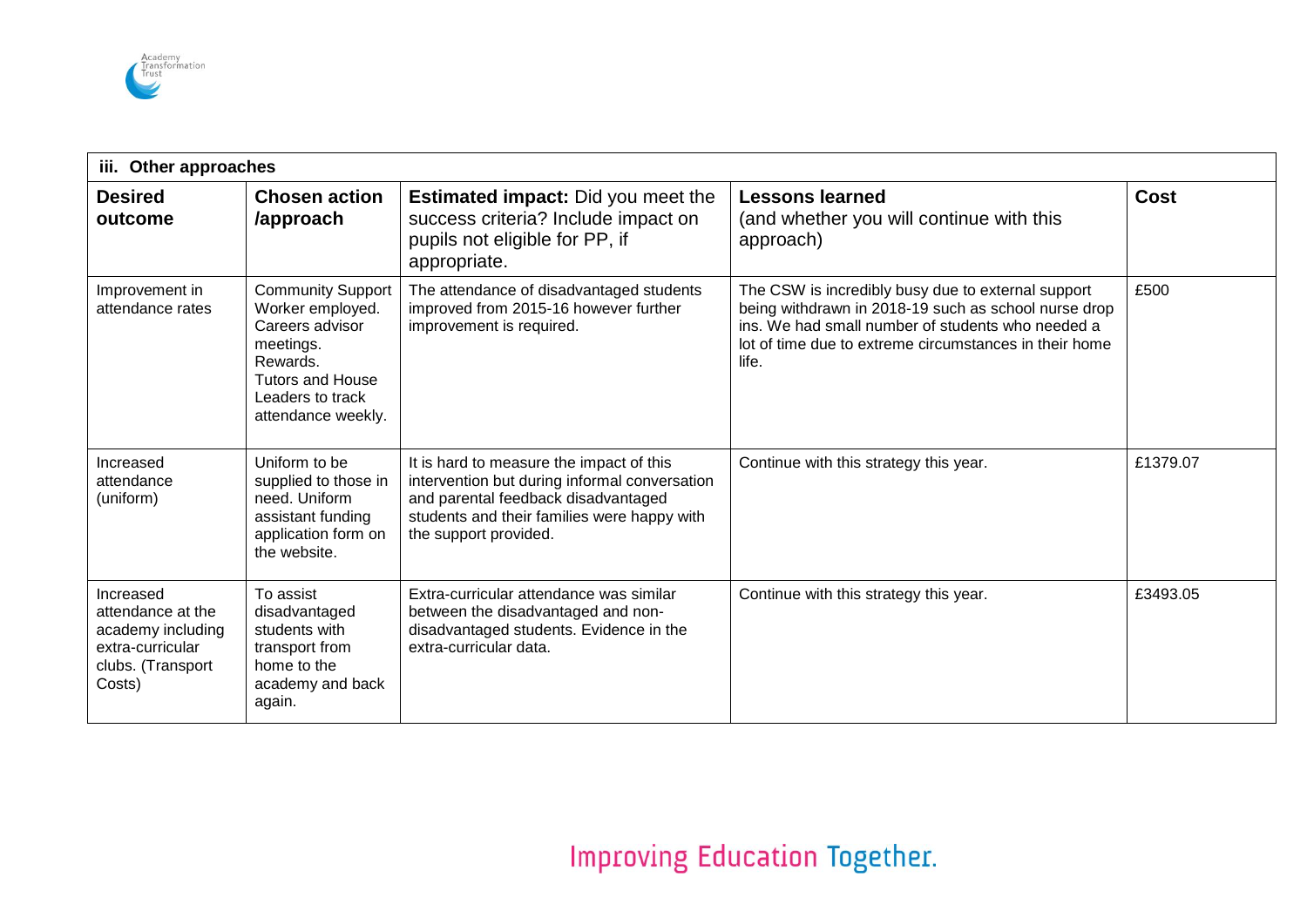| iii. Other approaches | | | | |
|---|---|---|---|---|
| **Desired outcome** | **Chosen action /approach** | **Estimated impact:** Did you meet the success criteria? Include impact on pupils not eligible for PP, if appropriate. | **Lessons learned** (and whether you will continue with this approach) | **Cost** |
| Improvement in attendance rates | Community Support Worker employed. Careers advisor meetings. Rewards. Tutors and House Leaders to track attendance weekly. | The attendance of disadvantaged students improved from 2015-16 however further improvement is required. | The CSW is incredibly busy due to external support being withdrawn in 2018-19 such as school nurse drop ins. We had small number of students who needed a lot of time due to extreme circumstances in their home life. | £500 |
| Increased attendance (uniform) | Uniform to be supplied to those in need. Uniform assistant funding application form on the website. | It is hard to measure the impact of this intervention but during informal conversation and parental feedback disadvantaged students and their families were happy with the support provided. | Continue with this strategy this year. | £1379.07 |
| Increased attendance at the academy including extra-curricular clubs. (Transport Costs) | To assist disadvantaged students with transport from home to the academy and back again. | Extra-curricular attendance was similar between the disadvantaged and non-disadvantaged students. Evidence in the extra-curricular data. | Continue with this strategy this year. | £3493.05 |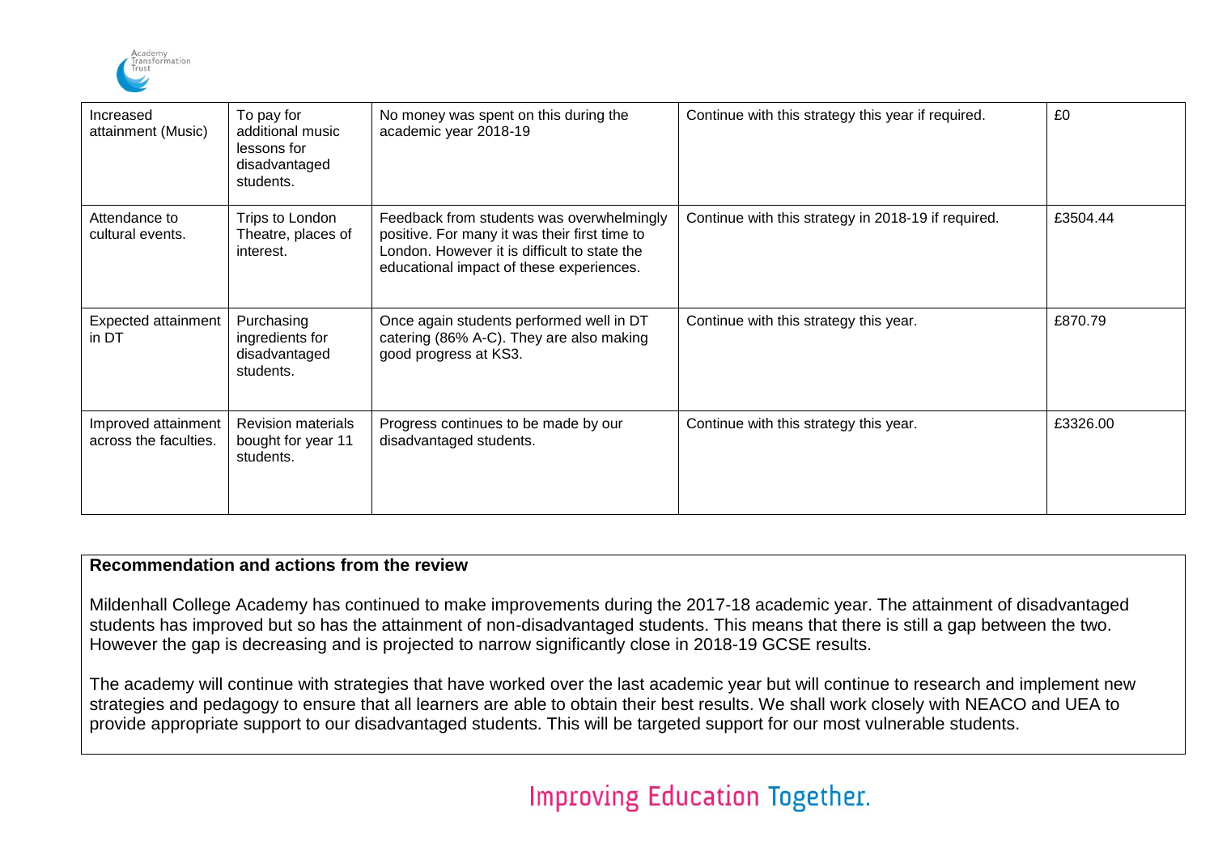| Increased attainment (Music) | To pay for additional music lessons for disadvantaged students. | No money was spent on this during the academic year 2018-19 | Continue with this strategy this year if required. | £0 |
|---|---|---|---|---|
| Attendance to cultural events. | Trips to London Theatre, places of interest. | Feedback from students was overwhelmingly positive. For many it was their first time to London. However it is difficult to state the educational impact of these experiences. | Continue with this strategy in 2018-19 if required. | £3504.44 |
| Expected attainment in DT | Purchasing ingredients for disadvantaged students. | Once again students performed well in DT catering (86% A-C). They are also making good progress at KS3. | Continue with this strategy this year. | £870.79 |
| Improved attainment across the faculties. | Revision materials bought for year 11 students. | Progress continues to be made by our disadvantaged students. | Continue with this strategy this year. | £3326.00 |

**Recommendation and actions from the review**

Mildenhall College Academy has continued to make improvements during the 2017-18 academic year. The attainment of disadvantaged students has improved but so has the attainment of non-disadvantaged students. This means that there is still a gap between the two. However the gap is decreasing and is projected to narrow significantly close in 2018-19 GCSE results.

The academy will continue with strategies that have worked over the last academic year but will continue to research and implement new strategies and pedagogy to ensure that all learners are able to obtain their best results. We shall work closely with NEACO and UEA to provide appropriate support to our disadvantaged students. This will be targeted support for our most vulnerable students.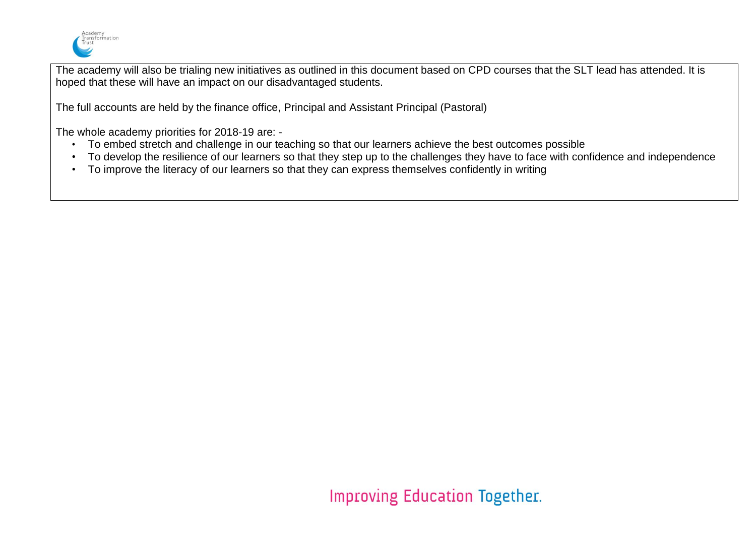The academy will also be trialing new initiatives as outlined in this document based on CPD courses that the SLT lead has attended. It is hoped that these will have an impact on our disadvantaged students.

The full accounts are held by the finance office, Principal and Assistant Principal (Pastoral)

The whole academy priorities for 2018-19 are: -

- To embed stretch and challenge in our teaching so that our learners achieve the best outcomes possible
- To develop the resilience of our learners so that they step up to the challenges they have to face with confidence and independence
- To improve the literacy of our learners so that they can express themselves confidently in writing